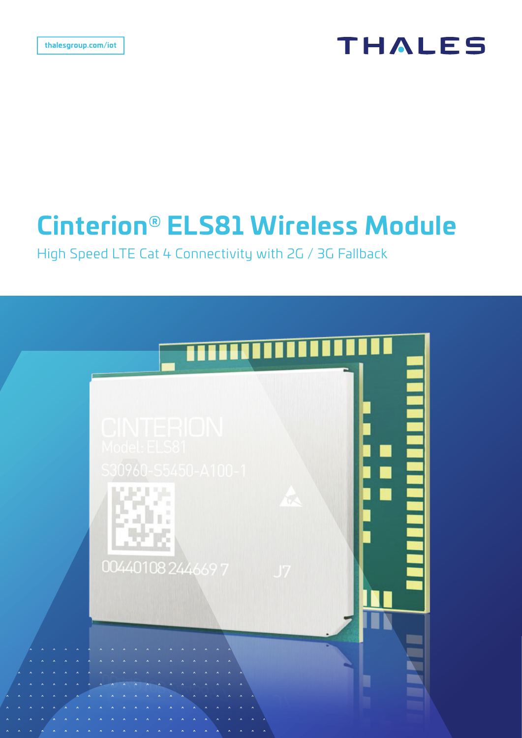thalesgroup.com/iot

THALES

# Cinterion® ELS81 Wireless Module

High Speed LTE Cat 4 Connectivity with 2G / 3G Fallback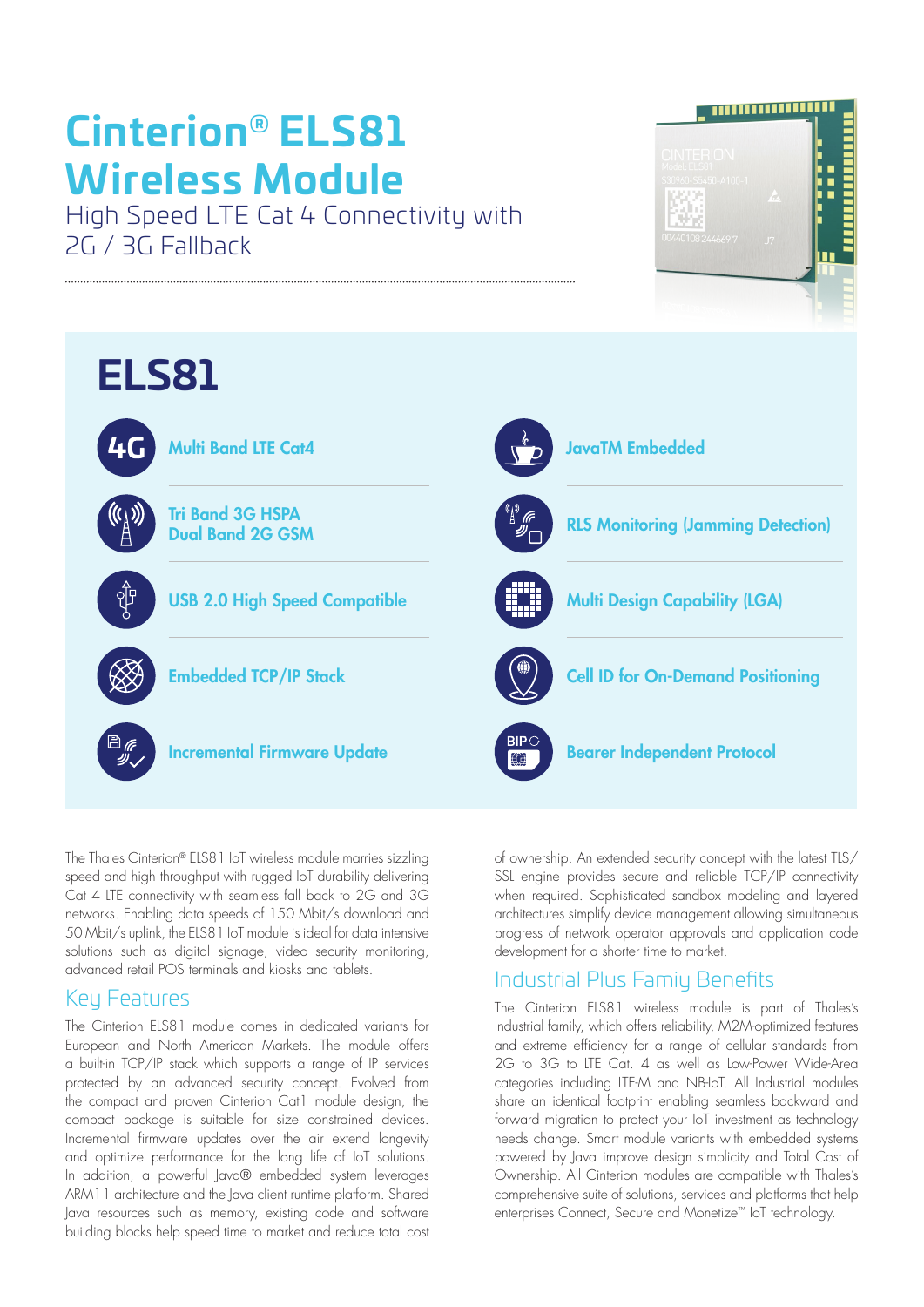# Cinterion® ELS81 Wireless Module

High Speed LTE Cat 4 Connectivity with 2G / 3G Fallback

## ELS81

- Multi Band LTE Cat4
- Tri Band 3G HSPA Dual Band 2G GSM
- USB 2.0 High Speed Compatible
- Embedded TCP/IP Stack
- Incremental Firmware Update
- JavaTM Embedded
- RLS Monitoring (Jamming Detection)
- Multi Design Capability (LGA)
- Cell ID for On-Demand Positioning
- Bearer Independent Protocol

The Thales Cinterion® ELS81 IoT wireless module marries sizzling speed and high throughput with rugged IoT durability delivering Cat 4 LTE connectivity with seamless fall back to 2G and 3G networks. Enabling data speeds of 150 Mbit/s download and 50 Mbit/s uplink, the ELS81 IoT module is ideal for data intensive solutions such as digital signage, video security monitoring, advanced retail POS terminals and kiosks and tablets.

## Key Features

The Cinterion ELS81 module comes in dedicated variants for European and North American Markets. The module offers a built-in TCP/IP stack which supports a range of IP services protected by an advanced security concept. Evolved from the compact and proven Cinterion Cat1 module design, the compact package is suitable for size constrained devices. Incremental firmware updates over the air extend longevity and optimize performance for the long life of IoT solutions. In addition, a powerful Java® embedded system leverages ARM11 architecture and the Java client runtime platform. Shared Java resources such as memory, existing code and software building blocks help speed time to market and reduce total cost of ownership. An extended security concept with the latest TLS/SSL engine provides secure and reliable TCP/IP connectivity when required. Sophisticated sandbox modeling and layered architectures simplify device management allowing simultaneous progress of network operator approvals and application code development for a shorter time to market.

## Industrial Plus Famiy Benefits

The Cinterion ELS81 wireless module is part of Thales's Industrial family, which offers reliability, M2M-optimized features and extreme efficiency for a range of cellular standards from 2G to 3G to LTE Cat. 4 as well as Low-Power Wide-Area categories including LTE-M and NB-IoT. All Industrial modules share an identical footprint enabling seamless backward and forward migration to protect your IoT investment as technology needs change. Smart module variants with embedded systems powered by Java improve design simplicity and Total Cost of Ownership. All Cinterion modules are compatible with Thales's comprehensive suite of solutions, services and platforms that help enterprises Connect, Secure and Monetize™ IoT technology.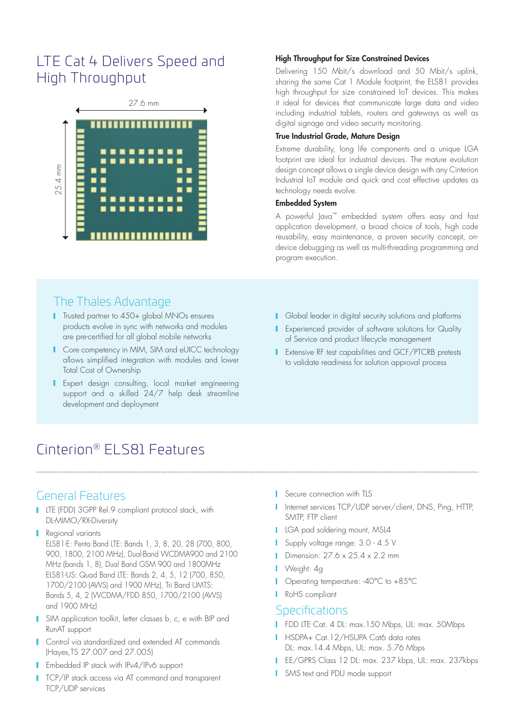## LTE Cat 4 Delivers Speed and High Throughput

27.6 mm

25.4 mm

### High Throughput for Size Constrained Devices

Delivering 150 Mbit/s download and 50 Mbit/s uplink, sharing the same Cat 1 Module footprint, the ELS81 provides high throughput for size constrained IoT devices. This makes it ideal for devices that communicate large data and video including industrial tablets, routers and gateways as well as digital signage and video security monitoring.

### True Industrial Grade, Mature Design

Extreme durability, long life components and a unique LGA footprint are ideal for industrial devices. The mature evolution design concept allows a single device design with any Cinterion Industrial IoT module and quick and cost effective updates as technology needs evolve.

### Embedded System

A powerful Java™ embedded system offers easy and fast application development, a broad choice of tools, high code reusability, easy maintenance, a proven security concept, on-device debugging as well as multi-threading programming and program execution.

## The Thales Advantage

- Trusted partner to 450+ global MNOs ensures products evolve in sync with networks and modules are pre-certified for all global mobile networks
- Core competency in MIM, SIM and eUICC technology allows simplified integration with modules and lower Total Cost of Ownership
- Expert design consulting, local market engineering support and a skilled 24/7 help desk streamline development and deployment
- Global leader in digital security solutions and platforms
- Experienced provider of software solutions for Quality of Service and product lifecycle management
- Extensive RF test capabilities and GCF/PTCRB pretests to validate readiness for solution approval process

# Cinterion® ELS81 Features

## General Features

- LTE (FDD) 3GPP Rel.9 compliant protocol stack, with DL-MIMO/RX-Diversity
- Regional variants
  ELS81-E: Penta Band LTE: Bands 1, 3, 8, 20, 28 (700, 800, 900, 1800, 2100 MHz), Dual-Band WCDMA900 and 2100 MHz (bands 1, 8), Dual Band GSM 900 and 1800MHz
  ELS81-US: Quad Band LTE: Bands 2, 4, 5, 12 (700, 850, 1700/2100 (AWS) and 1900 MHz), Tri Band UMTS: Bands 5, 4, 2 (WCDMA/FDD 850, 1700/2100 (AWS) and 1900 MHz)
- SIM application toolkit, letter classes b, c, e with BIP and RunAT support
- Control via standardized and extended AT commands (Hayes,TS 27.007 and 27.005)
- Embedded IP stack with IPv4/IPv6 support
- TCP/IP stack access via AT command and transparent TCP/UDP services
- Secure connection with TLS
- Internet services TCP/UDP server/client, DNS, Ping, HTTP, SMTP, FTP client
- LGA pad soldering mount, MSL4
- Supply voltage range: 3.0 - 4.5 V
- Dimension: 27.6 x 25.4 x 2.2 mm
- Weight: 4g
- Operating temperature: -40°C to +85°C
- RoHS compliant

## Specifications

- FDD LTE Cat. 4 DL: max.150 Mbps, UL: max. 50Mbps
- HSDPA+ Cat.12/HSUPA Cat6 data rates
  DL: max.14.4 Mbps, UL: max. 5.76 Mbps
- EE/GPRS Class 12 DL: max. 237 kbps, UL: max. 237kbps
- SMS text and PDU mode support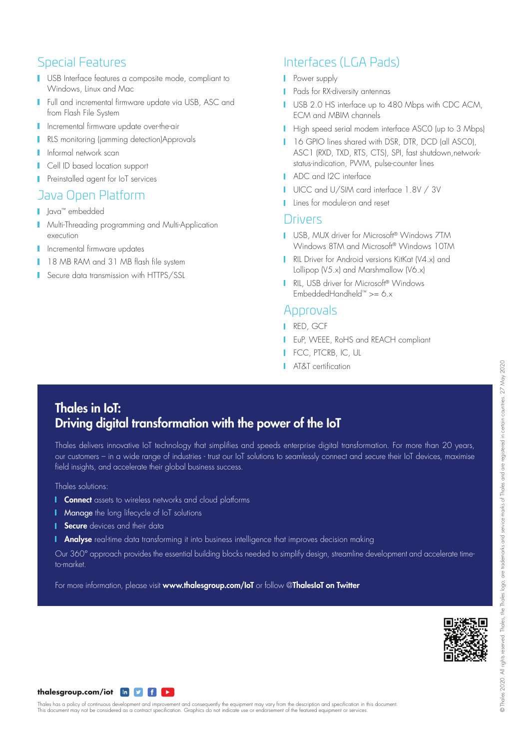## Special Features

- USB Interface features a composite mode, compliant to Windows, Linux and Mac
- Full and incremental firmware update via USB, ASC and from Flash File System
- Incremental firmware update over-the-air
- RLS monitoring (jamming detection)Approvals
- Informal network scan
- Cell ID based location support
- Preinstalled agent for IoT services

## Java Open Platform

- Java™ embedded
- Multi-Threading programming and Multi-Application execution
- Incremental firmware updates
- 18 MB RAM and 31 MB flash file system
- Secure data transmission with HTTPS/SSL

## Interfaces (LGA Pads)

- Power supply
- Pads for RX-diversity antennas
- USB 2.0 HS interface up to 480 Mbps with CDC ACM, ECM and MBIM channels
- High speed serial modem interface ASC0 (up to 3 Mbps)
- 16 GPIO lines shared with DSR, DTR, DCD (all ASC0), ASC1 (RXD, TXD, RTS, CTS), SPI, fast shutdown,network-status-indication, PWM, pulse-counter lines
- ADC and I2C interface
- UICC and U/SIM card interface 1.8V / 3V
- Lines for module-on and reset

## Drivers

- USB, MUX driver for Microsoft® Windows 7TM Windows 8TM and Microsoft® Windows 10TM
- RIL Driver for Android versions KitKat (V4.x) and Lollipop (V5.x) and Marshmallow (V6.x)
- RIL, USB driver for Microsoft® Windows EmbeddedHandheld™ >= 6.x

## Approvals

- RED, GCF
- EuP, WEEE, RoHS and REACH compliant
- FCC, PTCRB, IC, UL
- AT&T certification

## Thales in IoT: Driving digital transformation with the power of the IoT

Thales delivers innovative IoT technology that simplifies and speeds enterprise digital transformation. For more than 20 years, our customers – in a wide range of industries - trust our IoT solutions to seamlessly connect and secure their IoT devices, maximise field insights, and accelerate their global business success.

Thales solutions:

- **Connect** assets to wireless networks and cloud platforms
- **Manage** the long lifecycle of IoT solutions
- **Secure** devices and their data
- **Analyse** real-time data transforming it into business intelligence that improves decision making

Our 360° approach provides the essential building blocks needed to simplify design, streamline development and accelerate time-to-market.

For more information, please visit **www.thalesgroup.com/IoT** or follow @**ThalesIoT on Twitter**

**thalesgroup.com/iot**

Thales has a policy of continuous development and improvement and consequently the equipment may vary from the description and specification in this document. This document may not be considered as a contract specification. Graphics do not indicate use or endorsement of the featured equipment or services.

© Thales 2020. All rights reserved. Thales, the Thales logo, are trademarks and service marks of Thales and are registered in certain countries. 27 May 2020